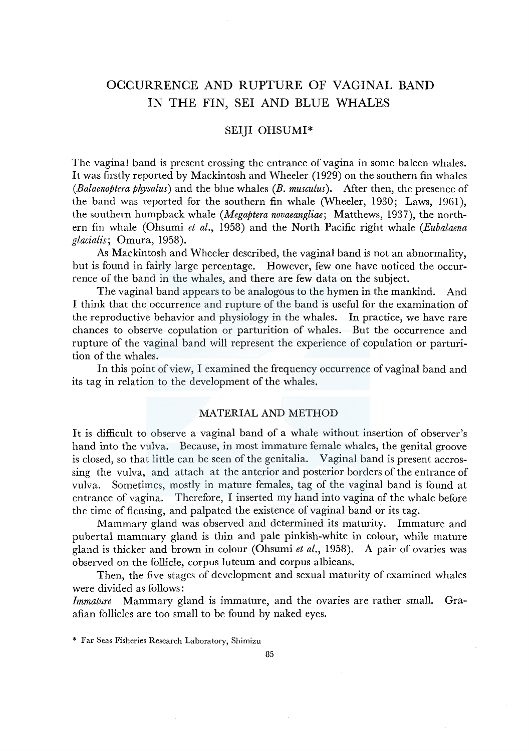# OCCURRENCE AND RUPTURE OF VAGINAL BAND IN THE FIN, SEI AND BLUE WHALES

## SEIJI OHSUMI*

The vaginal band is present crossing the entrance of vagina in some baleen whales. It was firstly reported by Mackintosh and Wheeler (1929) on the southern fin whales (*Balaenoptera physalus*) and the blue whales (*B. musculus*). After then, the presence of the band was reported for the southern fin whale (Wheeler, 1930; Laws, 1961), the southern humpback whale (*Megaptera novaeangliae*; Matthews, 1937), the northern fin whale (Ohsumi *et al.*, 1958) and the North Pacific right whale (*Eubalaena glacialis*; Omura, 1958).

As Mackintosh and Wheeler described, the vaginal band is not an abnormality, but is found in fairly large percentage. However, few one have noticed the occurrence of the band in the whales, and there are few data on the subject.

The vaginal band appears to be analogous to the hymen in the mankind. And I think that the occurrence and rupture of the band is useful for the examination of the reproductive behavior and physiology in the whales. In practice, we have rare chances to observe copulation or parturition of whales. But the occurrence and rupture of the vaginal band will represent the experience of copulation or parturition of the whales.

In this point of view, I examined the frequency occurrence of vaginal band and its tag in relation to the development of the whales.

## MATERIAL AND METHOD

It is difficult to observe a vaginal band of a whale without insertion of observer's hand into the vulva. Because, in most immature female whales, the genital groove is closed, so that little can be seen of the genitalia. Vaginal band is present accrossing the vulva, and attach at the anterior and posterior borders of the entrance of vulva. Sometimes, mostly in mature females, tag of the vaginal band is found at entrance of vagina. Therefore, I inserted my hand into vagina of the whale before the time of flensing, and palpated the existence of vaginal band or its tag.

Mammary gland was observed and determined its maturity. Immature and pubertal mammary gland is thin and pale pinkish-white in colour, while mature gland is thicker and brown in colour (Ohsumi *et al.*, 1958). A pair of ovaries was observed on the follicle, corpus luteum and corpus albicans.

Then, the five stages of development and sexual maturity of examined whales were divided as follows:

*Immature* Mammary gland is immature, and the ovaries are rather small. Graafian follicles are too small to be found by naked eyes.

\* Far Seas Fisheries Research Laboratory, Shimizu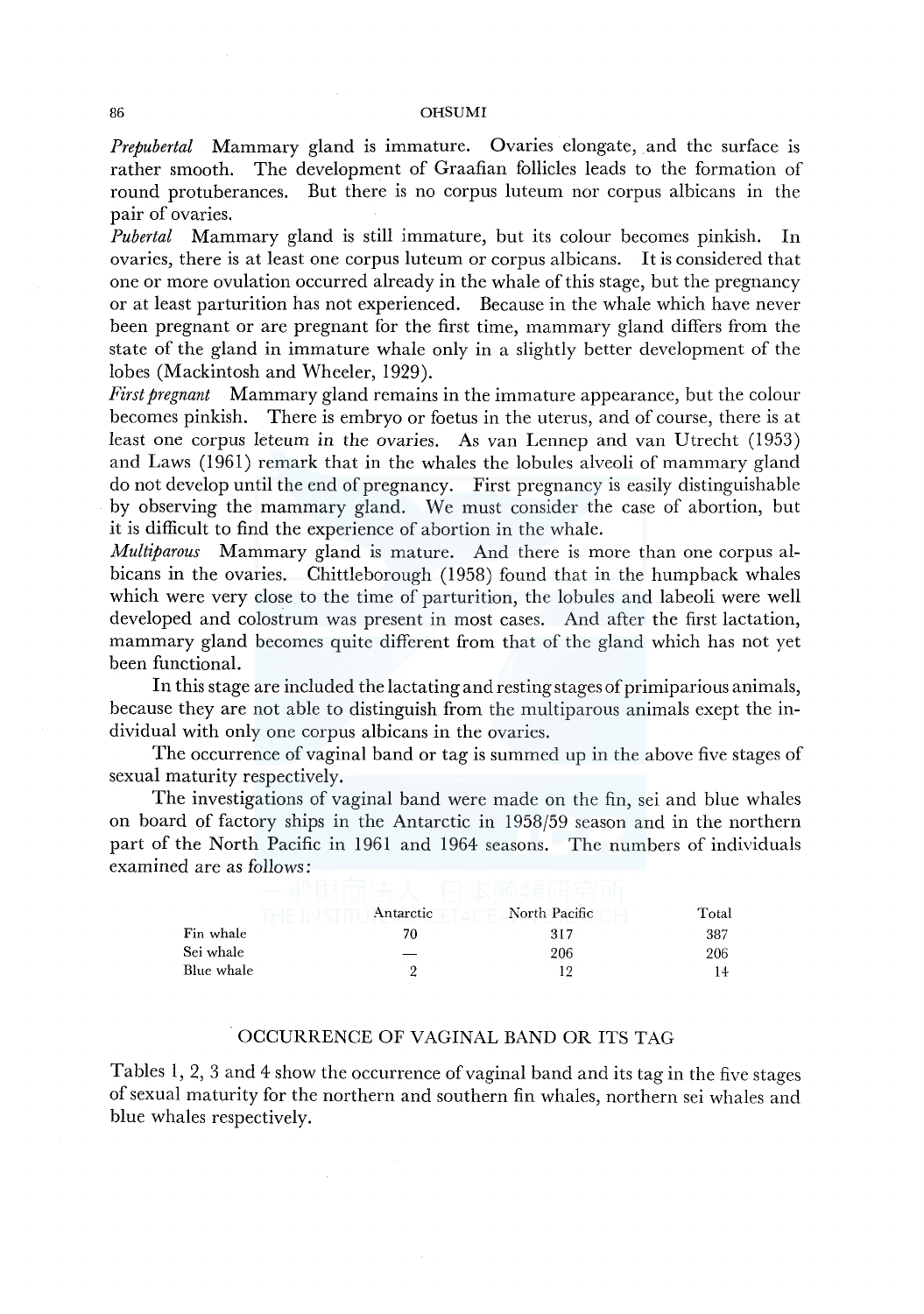*Prepubertal* Mammary gland is immature. Ovaries elongate, and the surface is rather smooth. The development of Graafian follicles leads to the formation of round protuberances. But there is no corpus luteum nor corpus albicans in the pair of ovaries.

*Pubertal* Mammary gland is still immature, but its colour becomes pinkish. In ovaries, there is at least one corpus luteum or corpus albicans. It is considered that one or more ovulation occurred already in the whale of this stage, but the pregnancy or at least parturition has not experienced. Because in the whale which have never been pregnant or are pregnant for the first time, mammary gland differs from the state of the gland in immature whale only in a slightly better development of the lobes (Mackintosh and Wheeler, 1929).

*First pregnant* Mammary gland remains in the immature appearance, but the colour becomes pinkish. There is embryo or foetus in the uterus, and of course, there is at least one corpus leteum in the ovaries. As van Lennep and van Utrecht (1953) and Laws (1961) remark that in the whales the lobules alveoli of mammary gland do not develop until the end of pregnancy. First pregnancy is easily distinguishable by observing the mammary gland. We must consider the case of abortion, but it is difficult to find the experience of abortion in the whale.

*Multiparous* Mammary gland is mature. And there is more than one corpus albicans in the ovaries. Chittleborough (1958) found that in the humpback whales which were very close to the time of parturition, the lobules and labeoli were well developed and colostrum was present in most cases. And after the first lactation, mammary gland becomes quite different from that of the gland which has not yet been functional.

In this stage are included the lactating and resting stages of primiparious animals, because they are not able to distinguish from the multiparous animals exept the individual with only one corpus albicans in the ovaries.

The occurrence of vaginal band or tag is summed up in the above five stages of sexual maturity respectively.

The investigations of vaginal band were made on the fin, sei and blue whales on board of factory ships in the Antarctic in 1958/59 season and in the northern part of the North Pacific in 1961 and 1964 seasons. The numbers of individuals examined are as follows:

| | Antarctic | North Pacific | Total |
|---|---|---|---|
| Fin whale | 70 | 317 | 387 |
| Sei whale | — | 206 | 206 |
| Blue whale | 2 | 12 | 14 |

## OCCURRENCE OF VAGINAL BAND OR ITS TAG

Tables 1, 2, 3 and 4 show the occurrence of vaginal band and its tag in the five stages of sexual maturity for the northern and southern fin whales, northern sei whales and blue whales respectively.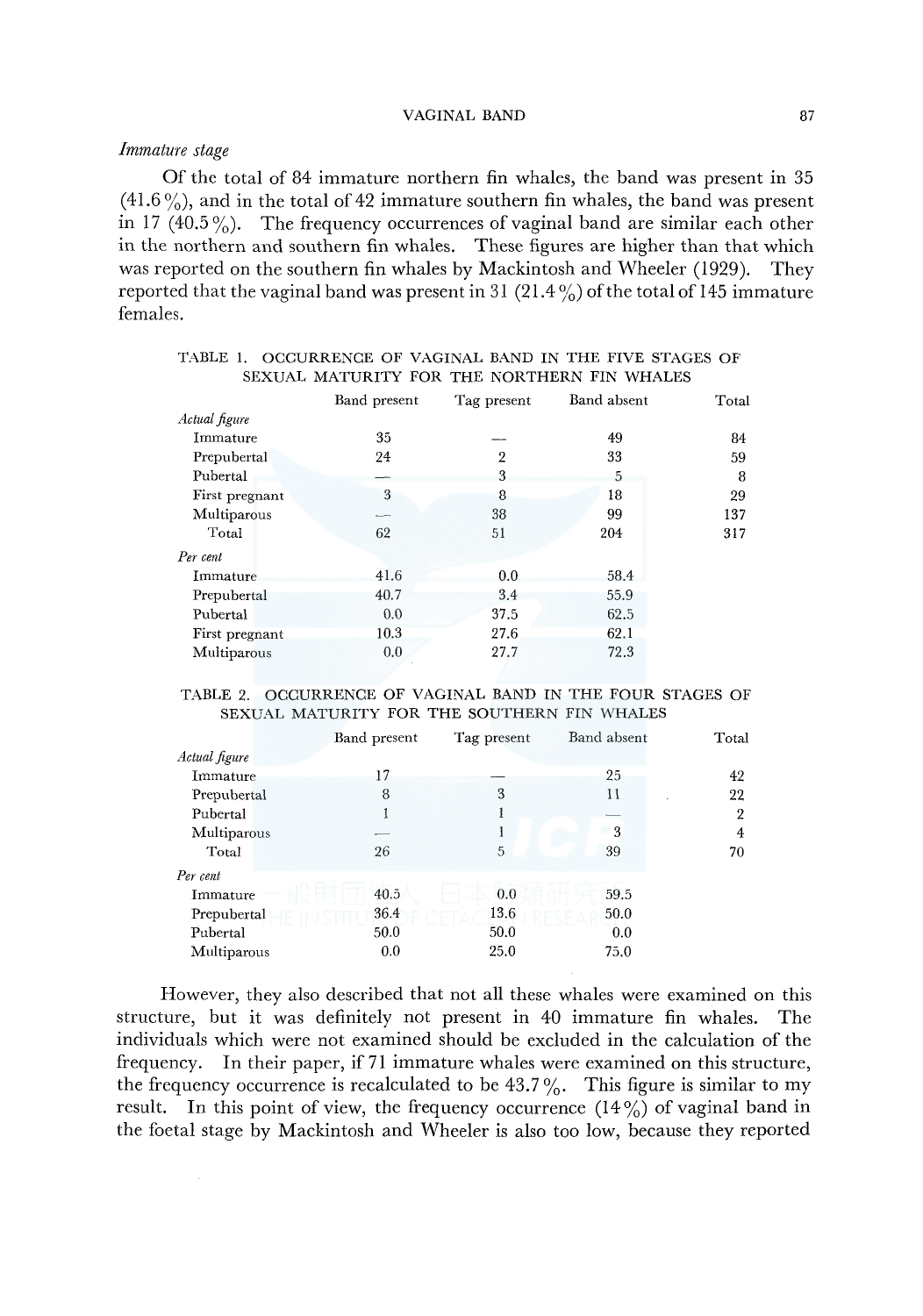*Immature stage*

Of the total of 84 immature northern fin whales, the band was present in 35 (41.6%), and in the total of 42 immature southern fin whales, the band was present in 17 (40.5%). The frequency occurrences of vaginal band are similar each other in the northern and southern fin whales. These figures are higher than that which was reported on the southern fin whales by Mackintosh and Wheeler (1929). They reported that the vaginal band was present in 31 (21.4%) of the total of 145 immature females.

TABLE 1. OCCURRENCE OF VAGINAL BAND IN THE FIVE STAGES OF SEXUAL MATURITY FOR THE NORTHERN FIN WHALES

| | Band present | Tag present | Band absent | Total |
|---|---|---|---|---|
| *Actual figure* | | | | |
| Immature | 35 | — | 49 | 84 |
| Prepubertal | 24 | 2 | 33 | 59 |
| Pubertal | — | 3 | 5 | 8 |
| First pregnant | 3 | 8 | 18 | 29 |
| Multiparous | — | 38 | 99 | 137 |
| Total | 62 | 51 | 204 | 317 |
| *Per cent* | | | | |
| Immature | 41.6 | 0.0 | 58.4 | |
| Prepubertal | 40.7 | 3.4 | 55.9 | |
| Pubertal | 0.0 | 37.5 | 62.5 | |
| First pregnant | 10.3 | 27.6 | 62.1 | |
| Multiparous | 0.0 | 27.7 | 72.3 | |

TABLE 2. OCCURRENCE OF VAGINAL BAND IN THE FOUR STAGES OF SEXUAL MATURITY FOR THE SOUTHERN FIN WHALES

| | Band present | Tag present | Band absent | Total |
|---|---|---|---|---|
| *Actual figure* | | | | |
| Immature | 17 | — | 25 | 42 |
| Prepubertal | 8 | 3 | 11 | 22 |
| Pubertal | 1 | 1 | — | 2 |
| Multiparous | — | 1 | 3 | 4 |
| Total | 26 | 5 | 39 | 70 |
| *Per cent* | | | | |
| Immature | 40.5 | 0.0 | 59.5 | |
| Prepubertal | 36.4 | 13.6 | 50.0 | |
| Pubertal | 50.0 | 50.0 | 0.0 | |
| Multiparous | 0.0 | 25.0 | 75.0 | |

However, they also described that not all these whales were examined on this structure, but it was definitely not present in 40 immature fin whales. The individuals which were not examined should be excluded in the calculation of the frequency. In their paper, if 71 immature whales were examined on this structure, the frequency occurrence is recalculated to be 43.7%. This figure is similar to my result. In this point of view, the frequency occurrence (14%) of vaginal band in the foetal stage by Mackintosh and Wheeler is also too low, because they reported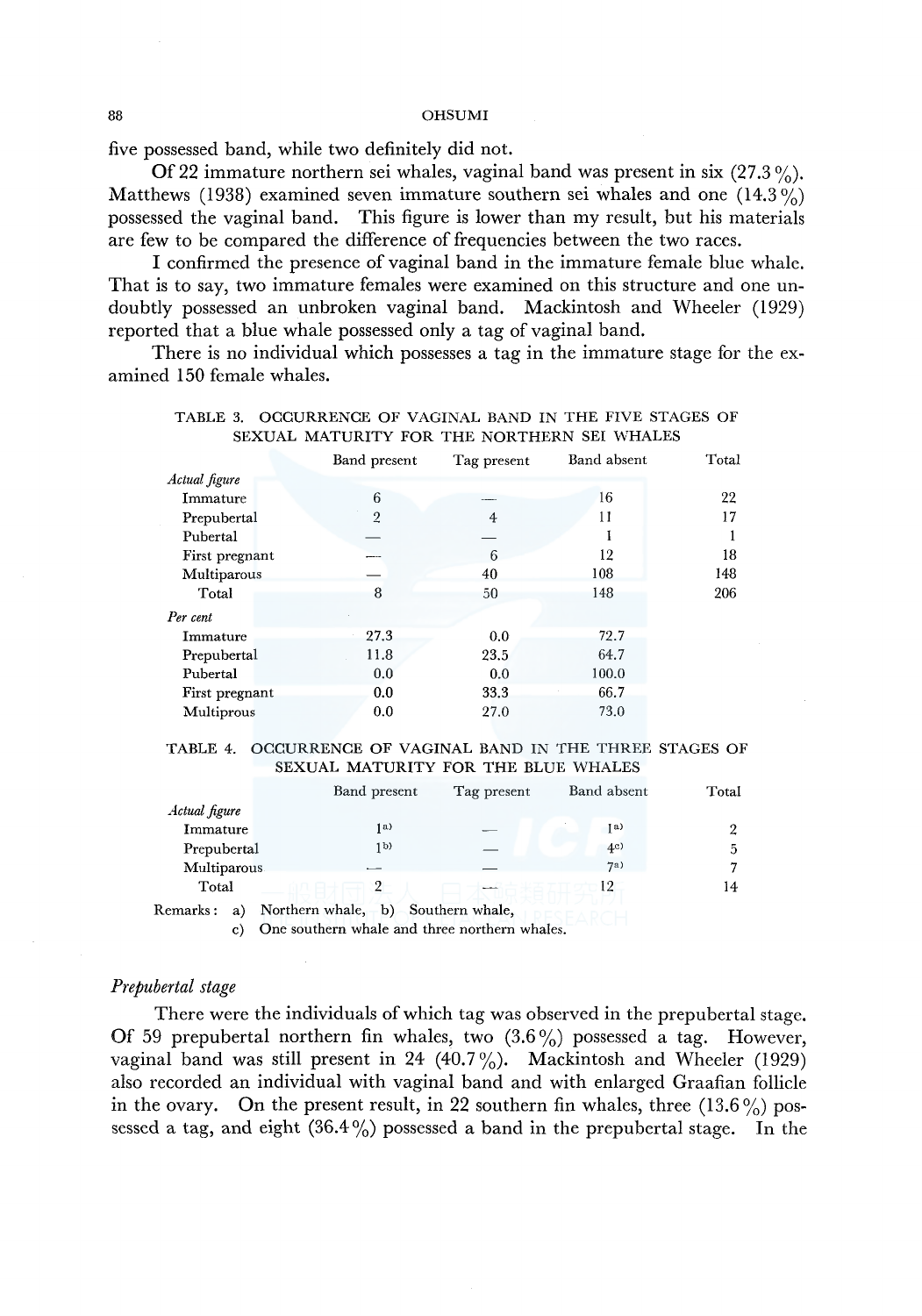five possessed band, while two definitely did not.

Of 22 immature northern sei whales, vaginal band was present in six (27.3 %). Matthews (1938) examined seven immature southern sei whales and one (14.3 %) possessed the vaginal band. This figure is lower than my result, but his materials are few to be compared the difference of frequencies between the two races.

I confirmed the presence of vaginal band in the immature female blue whale. That is to say, two immature females were examined on this structure and one undoubtly possessed an unbroken vaginal band. Mackintosh and Wheeler (1929) reported that a blue whale possessed only a tag of vaginal band.

There is no individual which possesses a tag in the immature stage for the examined 150 female whales.

TABLE 3. OCCURRENCE OF VAGINAL BAND IN THE FIVE STAGES OF SEXUAL MATURITY FOR THE NORTHERN SEI WHALES

| | Band present | Tag present | Band absent | Total |
|---|---|---|---|---|
| *Actual figure* | | | | |
| Immature | 6 | — | 16 | 22 |
| Prepubertal | 2 | 4 | 11 | 17 |
| Pubertal | — | — | 1 | 1 |
| First pregnant | — | 6 | 12 | 18 |
| Multiparous | — | 40 | 108 | 148 |
| Total | 8 | 50 | 148 | 206 |
| *Per cent* | | | | |
| Immature | 27.3 | 0.0 | 72.7 | |
| Prepubertal | 11.8 | 23.5 | 64.7 | |
| Pubertal | 0.0 | 0.0 | 100.0 | |
| First pregnant | 0.0 | 33.3 | 66.7 | |
| Multiprous | 0.0 | 27.0 | 73.0 | |

TABLE 4. OCCURRENCE OF VAGINAL BAND IN THE THREE STAGES OF SEXUAL MATURITY FOR THE BLUE WHALES

| | Band present | Tag present | Band absent | Total |
|---|---|---|---|---|
| *Actual figure* | | | | |
| Immature | 1[a)] | — | 1[a)] | 2 |
| Prepubertal | 1[b)] | — | 4[c)] | 5 |
| Multiparous | — | — | 7[a)] | 7 |
| Total | 2 | — | 12 | 14 |

Remarks: a) Northern whale, b) Southern whale,
c) One southern whale and three northern whales.

*Prepubertal stage*

There were the individuals of which tag was observed in the prepubertal stage. Of 59 prepubertal northern fin whales, two (3.6 %) possessed a tag. However, vaginal band was still present in 24 (40.7 %). Mackintosh and Wheeler (1929) also recorded an individual with vaginal band and with enlarged Graafian follicle in the ovary. On the present result, in 22 southern fin whales, three (13.6 %) possessed a tag, and eight (36.4 %) possessed a band in the prepubertal stage. In the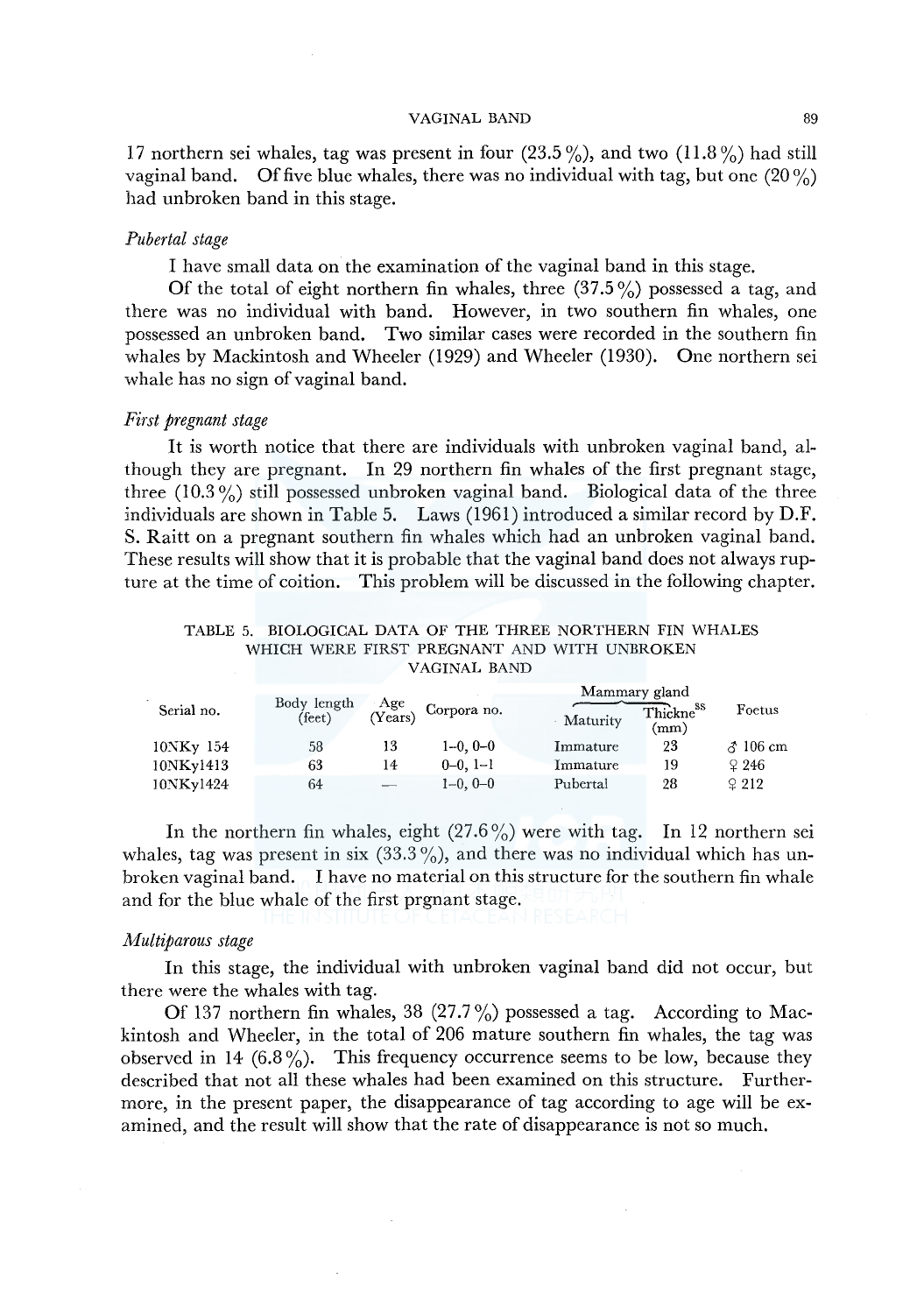17 northern sei whales, tag was present in four (23.5 %), and two (11.8 %) had still vaginal band. Of five blue whales, there was no individual with tag, but one (20 %) had unbroken band in this stage.

*Pubertal stage*

I have small data on the examination of the vaginal band in this stage.

Of the total of eight northern fin whales, three (37.5 %) possessed a tag, and there was no individual with band. However, in two southern fin whales, one possessed an unbroken band. Two similar cases were recorded in the southern fin whales by Mackintosh and Wheeler (1929) and Wheeler (1930). One northern sei whale has no sign of vaginal band.

*First pregnant stage*

It is worth notice that there are individuals with unbroken vaginal band, although they are pregnant. In 29 northern fin whales of the first pregnant stage, three (10.3 %) still possessed unbroken vaginal band. Biological data of the three individuals are shown in Table 5. Laws (1961) introduced a similar record by D.F. S. Raitt on a pregnant southern fin whales which had an unbroken vaginal band. These results will show that it is probable that the vaginal band does not always rupture at the time of coition. This problem will be discussed in the following chapter.

TABLE 5. BIOLOGICAL DATA OF THE THREE NORTHERN FIN WHALES WHICH WERE FIRST PREGNANT AND WITH UNBROKEN VAGINAL BAND

| Serial no. | Body length (feet) | Age (Years) | Corpora no. | Mammary gland | | Foetus |
|---|---|---|---|---|---|---|
| | | | | Maturity | Thickness (mm) | |
| 10NKy 154 | 58 | 13 | 1–0, 0–0 | Immature | 23 | ♂ 106 cm |
| 10NKy1413 | 63 | 14 | 0–0, 1–1 | Immature | 19 | ♀ 246 |
| 10NKy1424 | 64 | — | 1–0, 0–0 | Pubertal | 28 | ♀ 212 |

In the northern fin whales, eight (27.6 %) were with tag. In 12 northern sei whales, tag was present in six (33.3 %), and there was no individual which has unbroken vaginal band. I have no material on this structure for the southern fin whale and for the blue whale of the first prgnant stage.

*Multiparous stage*

In this stage, the individual with unbroken vaginal band did not occur, but there were the whales with tag.

Of 137 northern fin whales, 38 (27.7 %) possessed a tag. According to Mackintosh and Wheeler, in the total of 206 mature southern fin whales, the tag was observed in 14 (6.8 %). This frequency occurrence seems to be low, because they described that not all these whales had been examined on this structure. Furthermore, in the present paper, the disappearance of tag according to age will be examined, and the result will show that the rate of disappearance is not so much.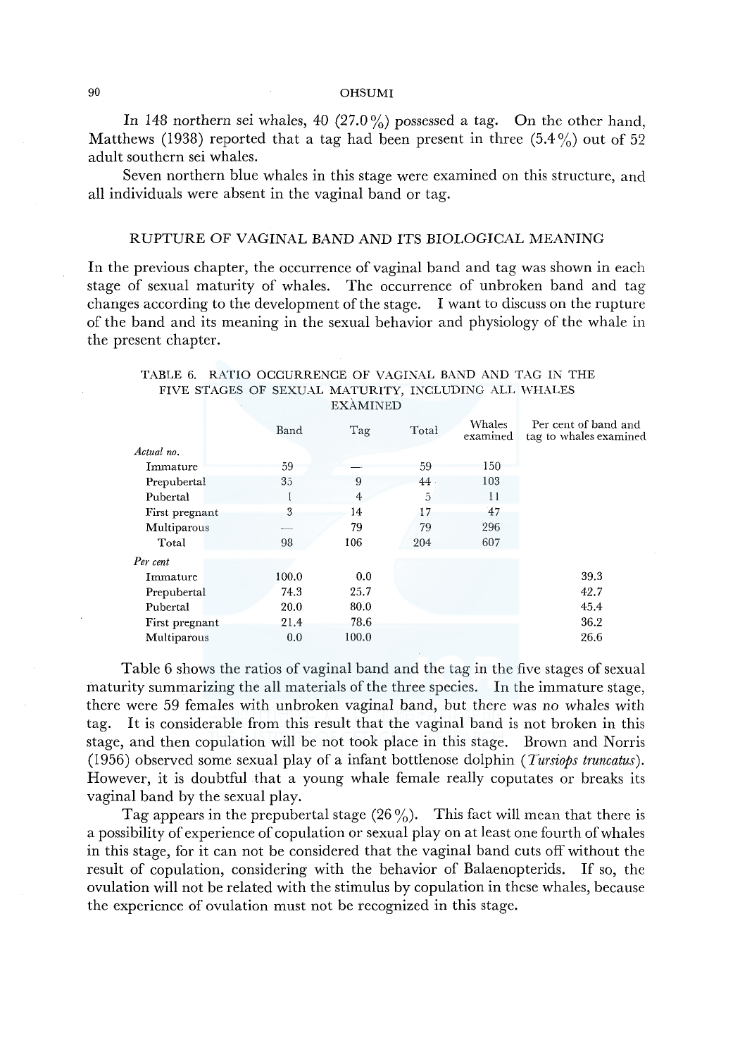In 148 northern sei whales, 40 (27.0%) possessed a tag. On the other hand, Matthews (1938) reported that a tag had been present in three (5.4%) out of 52 adult southern sei whales.

Seven northern blue whales in this stage were examined on this structure, and all individuals were absent in the vaginal band or tag.

## RUPTURE OF VAGINAL BAND AND ITS BIOLOGICAL MEANING

In the previous chapter, the occurrence of vaginal band and tag was shown in each stage of sexual maturity of whales. The occurrence of unbroken band and tag changes according to the development of the stage. I want to discuss on the rupture of the band and its meaning in the sexual behavior and physiology of the whale in the present chapter.

TABLE 6. RATIO OCCURRENCE OF VAGINAL BAND AND TAG IN THE FIVE STAGES OF SEXUAL MATURITY, INCLUDING ALL WHALES EXAMINED

| | Band | Tag | Total | Whales examined | Per cent of band and tag to whales examined |
|---|---|---|---|---|---|
| *Actual no.* | | | | | |
| Immature | 59 | — | 59 | 150 | |
| Prepubertal | 35 | 9 | 44 | 103 | |
| Pubertal | 1 | 4 | 5 | 11 | |
| First pregnant | 3 | 14 | 17 | 47 | |
| Multiparous | — | 79 | 79 | 296 | |
| Total | 98 | 106 | 204 | 607 | |
| *Per cent* | | | | | |
| Immature | 100.0 | 0.0 | | | 39.3 |
| Prepubertal | 74.3 | 25.7 | | | 42.7 |
| Pubertal | 20.0 | 80.0 | | | 45.4 |
| First pregnant | 21.4 | 78.6 | | | 36.2 |
| Multiparous | 0.0 | 100.0 | | | 26.6 |

Table 6 shows the ratios of vaginal band and the tag in the five stages of sexual maturity summarizing the all materials of the three species. In the immature stage, there were 59 females with unbroken vaginal band, but there was no whales with tag. It is considerable from this result that the vaginal band is not broken in this stage, and then copulation will be not took place in this stage. Brown and Norris (1956) observed some sexual play of a infant bottlenose dolphin (*Tursiops truncatus*). However, it is doubtful that a young whale female really coputates or breaks its vaginal band by the sexual play.

Tag appears in the prepubertal stage (26%). This fact will mean that there is a possibility of experience of copulation or sexual play on at least one fourth of whales in this stage, for it can not be considered that the vaginal band cuts off without the result of copulation, considering with the behavior of Balaenopterids. If so, the ovulation will not be related with the stimulus by copulation in these whales, because the experience of ovulation must not be recognized in this stage.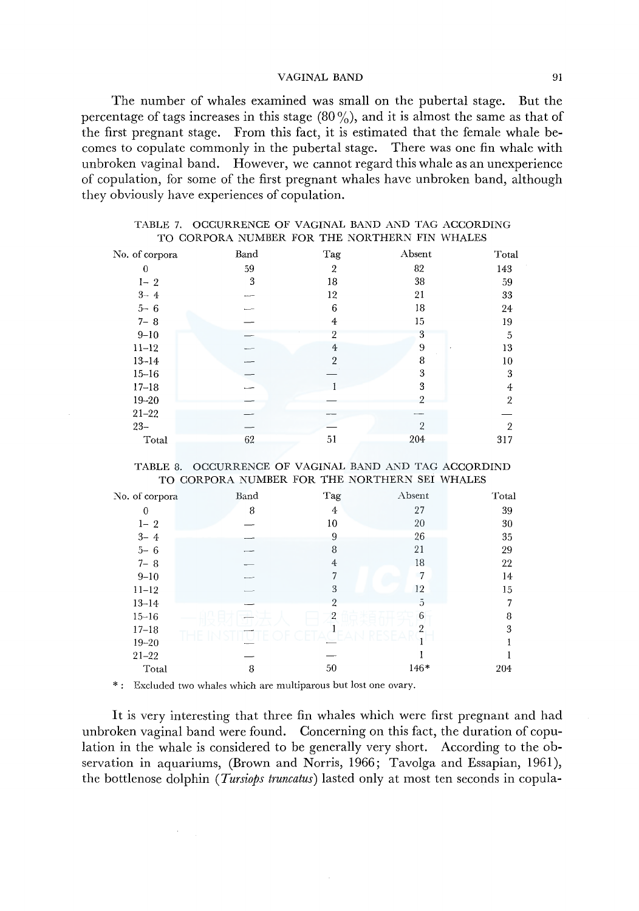The number of whales examined was small on the pubertal stage. But the percentage of tags increases in this stage (80 %), and it is almost the same as that of the first pregnant stage. From this fact, it is estimated that the female whale becomes to copulate commonly in the pubertal stage. There was one fin whale with unbroken vaginal band. However, we cannot regard this whale as an unexperience of copulation, for some of the first pregnant whales have unbroken band, although they obviously have experiences of copulation.

TABLE 7. OCCURRENCE OF VAGINAL BAND AND TAG ACCORDING TO CORPORA NUMBER FOR THE NORTHERN FIN WHALES

| No. of corpora | Band | Tag | Absent | Total |
|---|---|---|---|---|
| 0 | 59 | 2 | 82 | 143 |
| 1– 2 | 3 | 18 | 38 | 59 |
| 3– 4 | — | 12 | 21 | 33 |
| 5– 6 | — | 6 | 18 | 24 |
| 7– 8 | — | 4 | 15 | 19 |
| 9–10 | — | 2 | 3 | 5 |
| 11–12 | — | 4 | 9 | 13 |
| 13–14 | — | 2 | 8 | 10 |
| 15–16 | — | — | 3 | 3 |
| 17–18 | — | 1 | 3 | 4 |
| 19–20 | — | — | 2 | 2 |
| 21–22 | — | — | — | — |
| 23– | — | — | 2 | 2 |
| Total | 62 | 51 | 204 | 317 |

TABLE 8. OCCURRENCE OF VAGINAL BAND AND TAG ACCORDIND TO CORPORA NUMBER FOR THE NORTHERN SEI WHALES

| No. of corpora | Band | Tag | Absent | Total |
|---|---|---|---|---|
| 0 | 8 | 4 | 27 | 39 |
| 1– 2 | — | 10 | 20 | 30 |
| 3– 4 | — | 9 | 26 | 35 |
| 5– 6 | — | 8 | 21 | 29 |
| 7– 8 | — | 4 | 18 | 22 |
| 9–10 | — | 7 | 7 | 14 |
| 11–12 | — | 3 | 12 | 15 |
| 13–14 | — | 2 | 5 | 7 |
| 15–16 | — | 2 | 6 | 8 |
| 17–18 | — | 1 | 2 | 3 |
| 19–20 | — | — | 1 | 1 |
| 21–22 | — | — | 1 | 1 |
| Total | 8 | 50 | 146* | 204 |

*: Excluded two whales which are multiparous but lost one ovary.

It is very interesting that three fin whales which were first pregnant and had unbroken vaginal band were found. Concerning on this fact, the duration of copulation in the whale is considered to be generally very short. According to the observation in aquariums, (Brown and Norris, 1966; Tavolga and Essapian, 1961), the bottlenose dolphin (*Tursiops truncatus*) lasted only at most ten seconds in copula-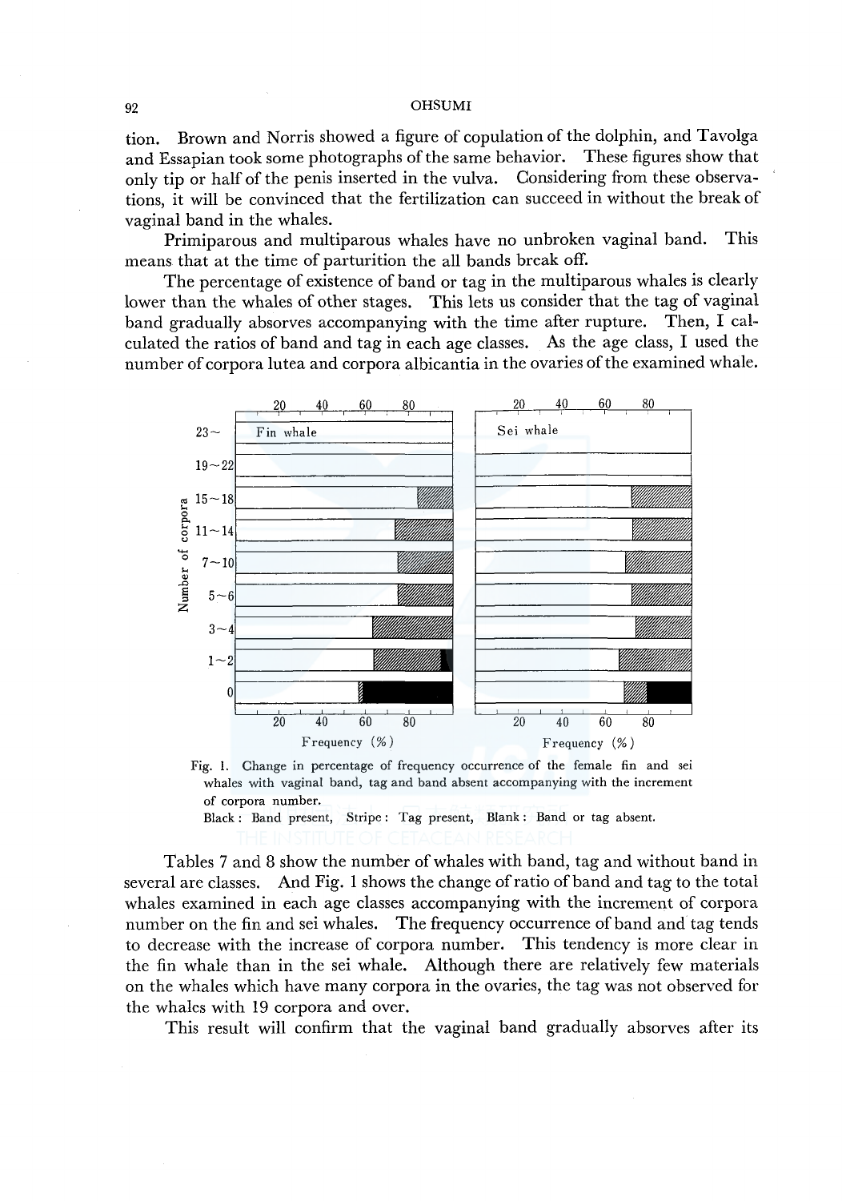tion. Brown and Norris showed a figure of copulation of the dolphin, and Tavolga and Essapian took some photographs of the same behavior. These figures show that only tip or half of the penis inserted in the vulva. Considering from these observations, it will be convinced that the fertilization can succeed in without the break of vaginal band in the whales.

Primiparous and multiparous whales have no unbroken vaginal band. This means that at the time of parturition the all bands break off.

The percentage of existence of band or tag in the multiparous whales is clearly lower than the whales of other stages. This lets us consider that the tag of vaginal band gradually absorves accompanying with the time after rupture. Then, I calculated the ratios of band and tag in each age classes. As the age class, I used the number of corpora lutea and corpora albicantia in the ovaries of the examined whale.

Fin whale

Sei whale

Number of corpora

23~
19~22
15~18
11~14
7~10
5~6
3~4
1~2
0

20 40 60 80

Frequency (%)

Fig. 1. Change in percentage of frequency occurrence of the female fin and sei whales with vaginal band, tag and band absent accompanying with the increment of corpora number.
Black: Band present, Stripe: Tag present, Blank: Band or tag absent.

Tables 7 and 8 show the number of whales with band, tag and without band in several are classes. And Fig. 1 shows the change of ratio of band and tag to the total whales examined in each age classes accompanying with the increment of corpora number on the fin and sei whales. The frequency occurrence of band and tag tends to decrease with the increase of corpora number. This tendency is more clear in the fin whale than in the sei whale. Although there are relatively few materials on the whales which have many corpora in the ovaries, the tag was not observed for the whales with 19 corpora and over.

This result will confirm that the vaginal band gradually absorves after its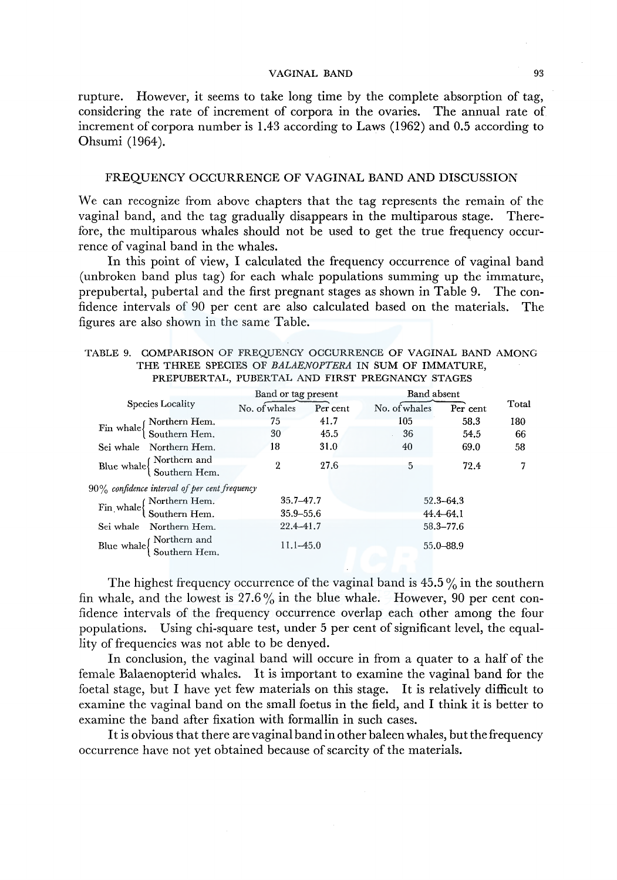rupture. However, it seems to take long time by the complete absorption of tag, considering the rate of increment of corpora in the ovaries. The annual rate of increment of corpora number is 1.43 according to Laws (1962) and 0.5 according to Ohsumi (1964).

## FREQUENCY OCCURRENCE OF VAGINAL BAND AND DISCUSSION

We can recognize from above chapters that the tag represents the remain of the vaginal band, and the tag gradually disappears in the multiparous stage. Therefore, the multiparous whales should not be used to get the true frequency occurrence of vaginal band in the whales.

In this point of view, I calculated the frequency occurrence of vaginal band (unbroken band plus tag) for each whale populations summing up the immature, prepubertal, pubertal and the first pregnant stages as shown in Table 9. The confidence intervals of 90 per cent are also calculated based on the materials. The figures are also shown in the same Table.

TABLE 9. COMPARISON OF FREQUENCY OCCURRENCE OF VAGINAL BAND AMONG THE THREE SPECIES OF *BALAENOPTERA* IN SUM OF IMMATURE, PREPUBERTAL, PUBERTAL AND FIRST PREGNANCY STAGES

| Species | Locality | Band or tag present | | Band absent | | Total |
|---|---|---|---|---|---|---|
| | | No. of whales | Per cent | No. of whales | Per cent | |
| Fin whale | Northern Hem. | 75 | 41.7 | 105 | 58.3 | 180 |
| | Southern Hem. | 30 | 45.5 | 36 | 54.5 | 66 |
| Sei whale | Northern Hem. | 18 | 31.0 | 40 | 69.0 | 58 |
| Blue whale | Northern and Southern Hem. | 2 | 27.6 | 5 | 72.4 | 7 |
| *90% confidence interval of per cent frequency* | | | | | | |
| Fin whale | Northern Hem. | 35.7–47.7 | | 52.3–64.3 | | |
| | Southern Hem. | 35.9–55.6 | | 44.4–64.1 | | |
| Sei whale | Northern Hem. | 22.4–41.7 | | 58.3–77.6 | | |
| Blue whale | Northern and Southern Hem. | 11.1–45.0 | | 55.0–88.9 | | |

The highest frequency occurrence of the vaginal band is 45.5% in the southern fin whale, and the lowest is 27.6% in the blue whale. However, 90 per cent confidence intervals of the frequency occurrence overlap each other among the four populations. Using chi-square test, under 5 per cent of significant level, the equality of frequencies was not able to be denyed.

In conclusion, the vaginal band will occure in from a quater to a half of the female Balaenopterid whales. It is important to examine the vaginal band for the foetal stage, but I have yet few materials on this stage. It is relatively difficult to examine the vaginal band on the small foetus in the field, and I think it is better to examine the band after fixation with formallin in such cases.

It is obvious that there are vaginal band in other baleen whales, but the frequency occurrence have not yet obtained because of scarcity of the materials.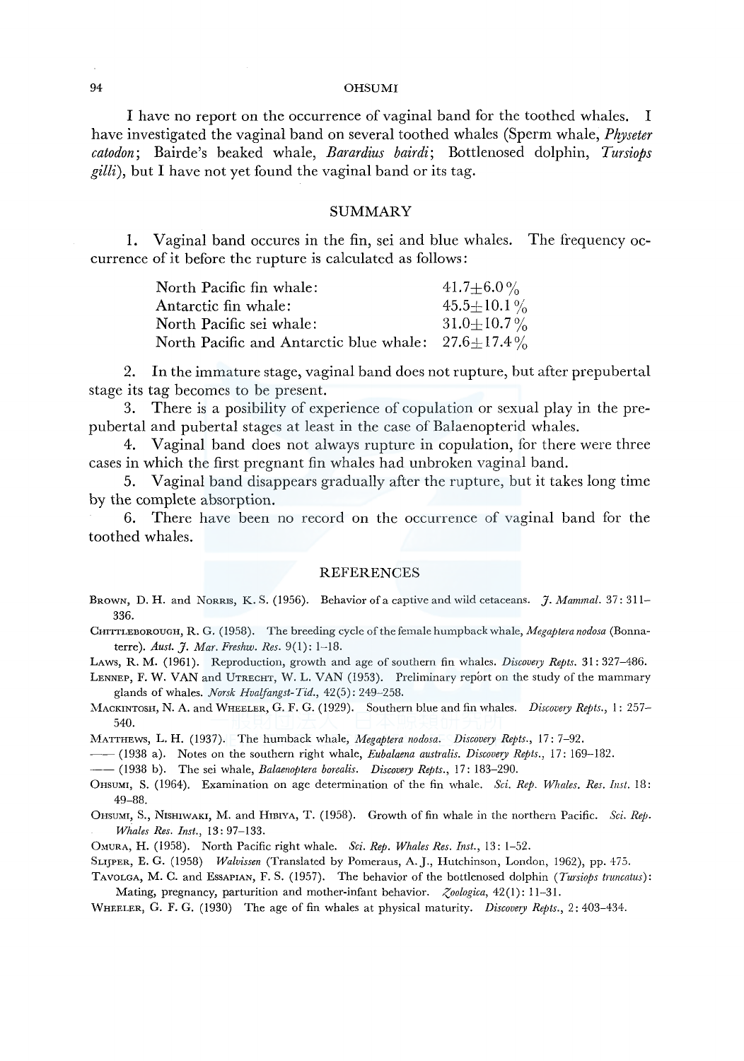I have no report on the occurrence of vaginal band for the toothed whales. I have investigated the vaginal band on several toothed whales (Sperm whale, *Physeter catodon*; Bairde's beaked whale, *Barardius bairdi*; Bottlenosed dolphin, *Tursiops gilli*), but I have not yet found the vaginal band or its tag.

## SUMMARY

1. Vaginal band occures in the fin, sei and blue whales. The frequency occurrence of it before the rupture is calculated as follows:

| | |
|---|---|
| North Pacific fin whale: | 41.7±6.0% |
| Antarctic fin whale: | 45.5±10.1% |
| North Pacific sei whale: | 31.0±10.7% |
| North Pacific and Antarctic blue whale: | 27.6±17.4% |

2. In the immature stage, vaginal band does not rupture, but after prepubertal stage its tag becomes to be present.
3. There is a posibility of experience of copulation or sexual play in the prepubertal and pubertal stages at least in the case of Balaenopterid whales.
4. Vaginal band does not always rupture in copulation, for there were three cases in which the first pregnant fin whales had unbroken vaginal band.
5. Vaginal band disappears gradually after the rupture, but it takes long time by the complete absorption.
6. There have been no record on the occurrence of vaginal band for the toothed whales.

## REFERENCES

Brown, D. H. and Norris, K. S. (1956). Behavior of a captive and wild cetaceans. *J. Mammal.* 37: 311–336.

Chittleborough, R. G. (1958). The breeding cycle of the female humpback whale, *Megaptera nodosa* (Bonnaterre). *Aust. J. Mar. Freshw. Res.* 9(1): 1–18.

Laws, R. M. (1961). Reproduction, growth and age of southern fin whales. *Discovery Repts.* 31: 327–486.

Lennep, F. W. VAN and Utrecht, W. L. VAN (1953). Preliminary report on the study of the mammary glands of whales. *Norsk Hvalfangst-Tid.*, 42(5): 249–258.

Mackintosh, N. A. and Wheeler, G. F. G. (1929). Southern blue and fin whales. *Discovery Repts.*, 1: 257–540.

Matthews, L. H. (1937). The humback whale, *Megaptera nodosa*. *Discovery Repts.*, 17: 7–92.

—— (1938 a). Notes on the southern right whale, *Eubalaena australis*. *Discovery Repts.*, 17: 169–182.

—— (1938 b). The sei whale, *Balaenoptera borealis*. *Discovery Repts.*, 17: 183–290.

Ohsumi, S. (1964). Examination on age determination of the fin whale. *Sci. Rep. Whales. Res. Inst.* 18: 49–88.

Ohsumi, S., Nishiwaki, M. and Hibiya, T. (1958). Growth of fin whale in the northern Pacific. *Sci. Rep. Whales Res. Inst.*, 13: 97–133.

Omura, H. (1958). North Pacific right whale. *Sci. Rep. Whales Res. Inst.*, 13: 1–52.

Slijper, E. G. (1958) *Walvissen* (Translated by Pomeraus, A. J., Hutchinson, London, 1962), pp. 475.

Tavolga, M. C. and Essapian, F. S. (1957). The behavior of the bottlenosed dolphin (*Tursiops truncatus*): Mating, pregnancy, parturition and mother-infant behavior. *Zoologica*, 42(1): 11–31.

Wheeler, G. F. G. (1930) The age of fin whales at physical maturity. *Discovery Repts.*, 2: 403–434.